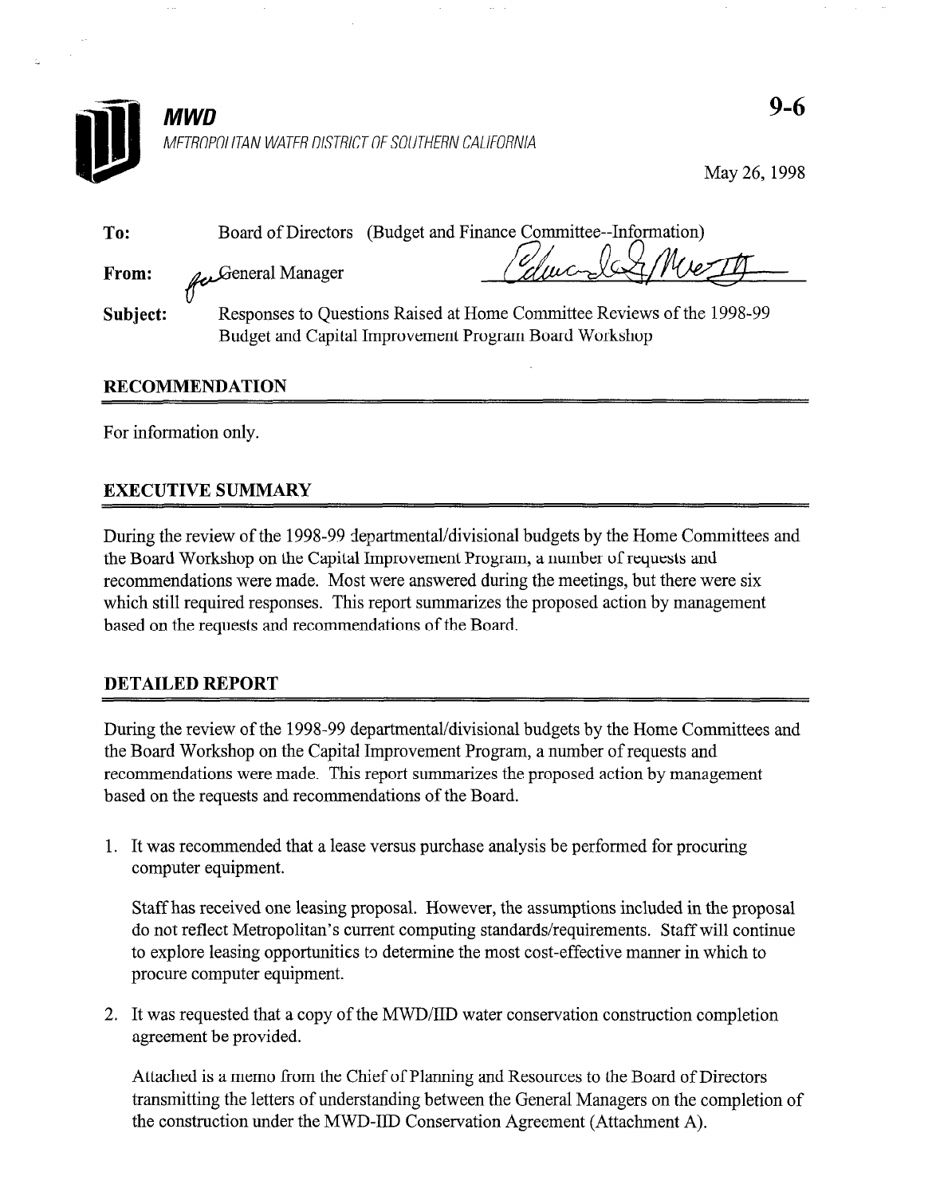# MWD

METROPOLITAN WATER DISTRICT OF SOUTHERN CALIFORNIA

**9-6**

May 26, 1998

**To:** Board of Directors (Budget and Finance Committee--Information)

**From:** for General Manager

**Subject:** Responses to Questions Raised at Home Committee Reviews of the 1998-99 Budget and Capital Improvement Program Board Workshop

## RECOMMENDATION

For information only.

## EXECUTIVE SUMMARY

During the review of the 1998-99 departmental/divisional budgets by the Home Committees and the Board Workshop on the Capital Improvement Program, a number of requests and recommendations were made. Most were answered during the meetings, but there were six which still required responses. This report summarizes the proposed action by management based on the requests and recommendations of the Board.

## DETAILED REPORT

During the review of the 1998-99 departmental/divisional budgets by the Home Committees and the Board Workshop on the Capital Improvement Program, a number of requests and recommendations were made. This report summarizes the proposed action by management based on the requests and recommendations of the Board.

1. It was recommended that a lease versus purchase analysis be performed for procuring computer equipment.

   Staff has received one leasing proposal. However, the assumptions included in the proposal do not reflect Metropolitan's current computing standards/requirements. Staff will continue to explore leasing opportunities to determine the most cost-effective manner in which to procure computer equipment.

2. It was requested that a copy of the MWD/IID water conservation construction completion agreement be provided.

   Attached is a memo from the Chief of Planning and Resources to the Board of Directors transmitting the letters of understanding between the General Managers on the completion of the construction under the MWD-IID Conservation Agreement (Attachment A).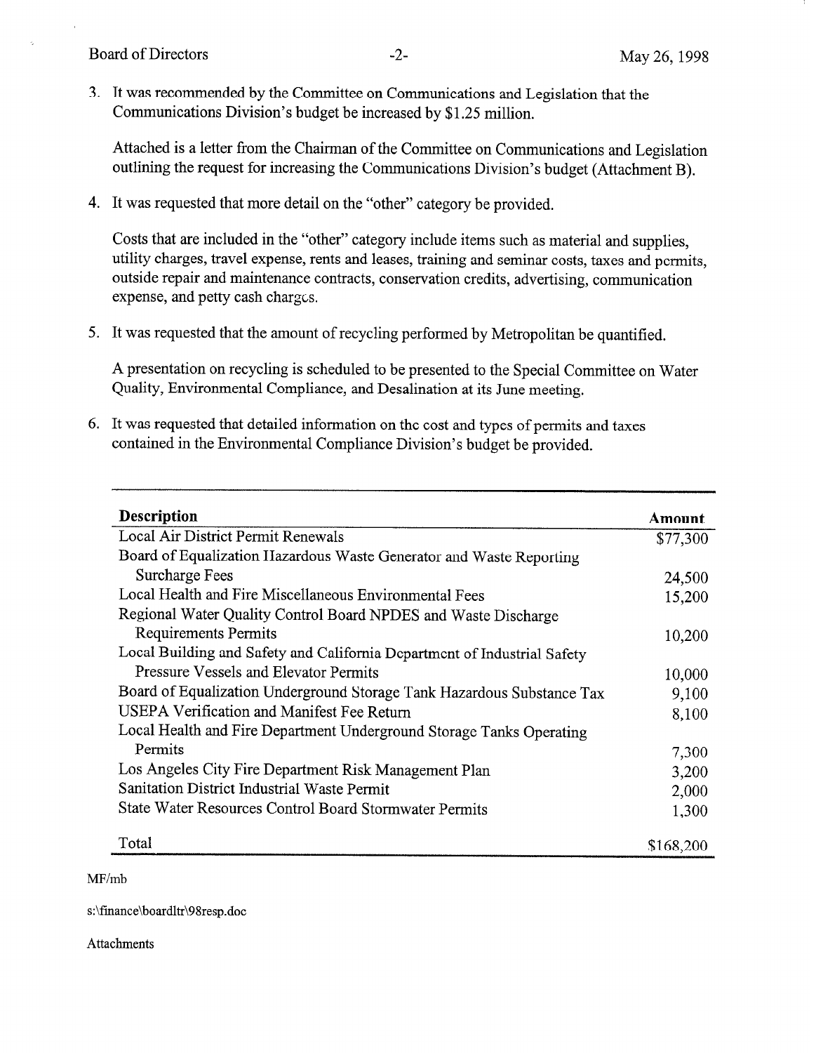3. It was recommended by the Committee on Communications and Legislation that the Communications Division's budget be increased by $1.25 million.

   Attached is a letter from the Chairman of the Committee on Communications and Legislation outlining the request for increasing the Communications Division's budget (Attachment B).

4. It was requested that more detail on the "other" category be provided.

   Costs that are included in the "other" category include items such as material and supplies, utility charges, travel expense, rents and leases, training and seminar costs, taxes and permits, outside repair and maintenance contracts, conservation credits, advertising, communication expense, and petty cash charges.

5. It was requested that the amount of recycling performed by Metropolitan be quantified.

   A presentation on recycling is scheduled to be presented to the Special Committee on Water Quality, Environmental Compliance, and Desalination at its June meeting.

6. It was requested that detailed information on the cost and types of permits and taxes contained in the Environmental Compliance Division's budget be provided.

| Description | Amount |
|---|---|
| Local Air District Permit Renewals | $77,300 |
| Board of Equalization Hazardous Waste Generator and Waste Reporting Surcharge Fees | 24,500 |
| Local Health and Fire Miscellaneous Environmental Fees | 15,200 |
| Regional Water Quality Control Board NPDES and Waste Discharge Requirements Permits | 10,200 |
| Local Building and Safety and California Department of Industrial Safety Pressure Vessels and Elevator Permits | 10,000 |
| Board of Equalization Underground Storage Tank Hazardous Substance Tax | 9,100 |
| USEPA Verification and Manifest Fee Return | 8,100 |
| Local Health and Fire Department Underground Storage Tanks Operating Permits | 7,300 |
| Los Angeles City Fire Department Risk Management Plan | 3,200 |
| Sanitation District Industrial Waste Permit | 2,000 |
| State Water Resources Control Board Stormwater Permits | 1,300 |
| Total | $168,200 |

MF/mb

s:\finance\boardltr\98resp.doc

Attachments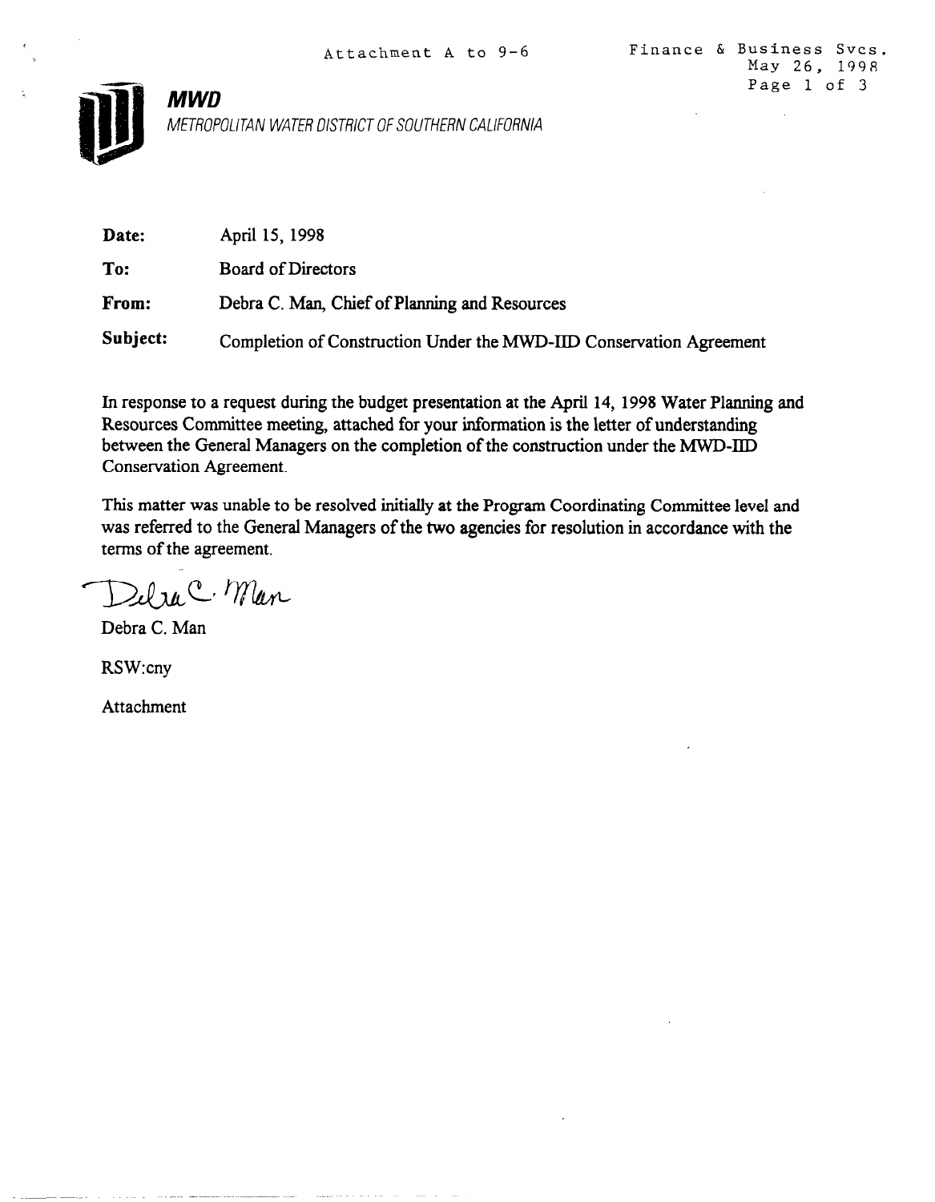Attachment A to 9-6

Finance & Business Svcs.
May 26, 1998

**MWD**

*METROPOLITAN WATER DISTRICT OF SOUTHERN CALIFORNIA*

**Date:** April 15, 1998

**To:** Board of Directors

**From:** Debra C. Man, Chief of Planning and Resources

**Subject:** Completion of Construction Under the MWD-IID Conservation Agreement

In response to a request during the budget presentation at the April 14, 1998 Water Planning and Resources Committee meeting, attached for your information is the letter of understanding between the General Managers on the completion of the construction under the MWD-IID Conservation Agreement.

This matter was unable to be resolved initially at the Program Coordinating Committee level and was referred to the General Managers of the two agencies for resolution in accordance with the terms of the agreement.

Debra C. Man

Debra C. Man

RSW:cny

Attachment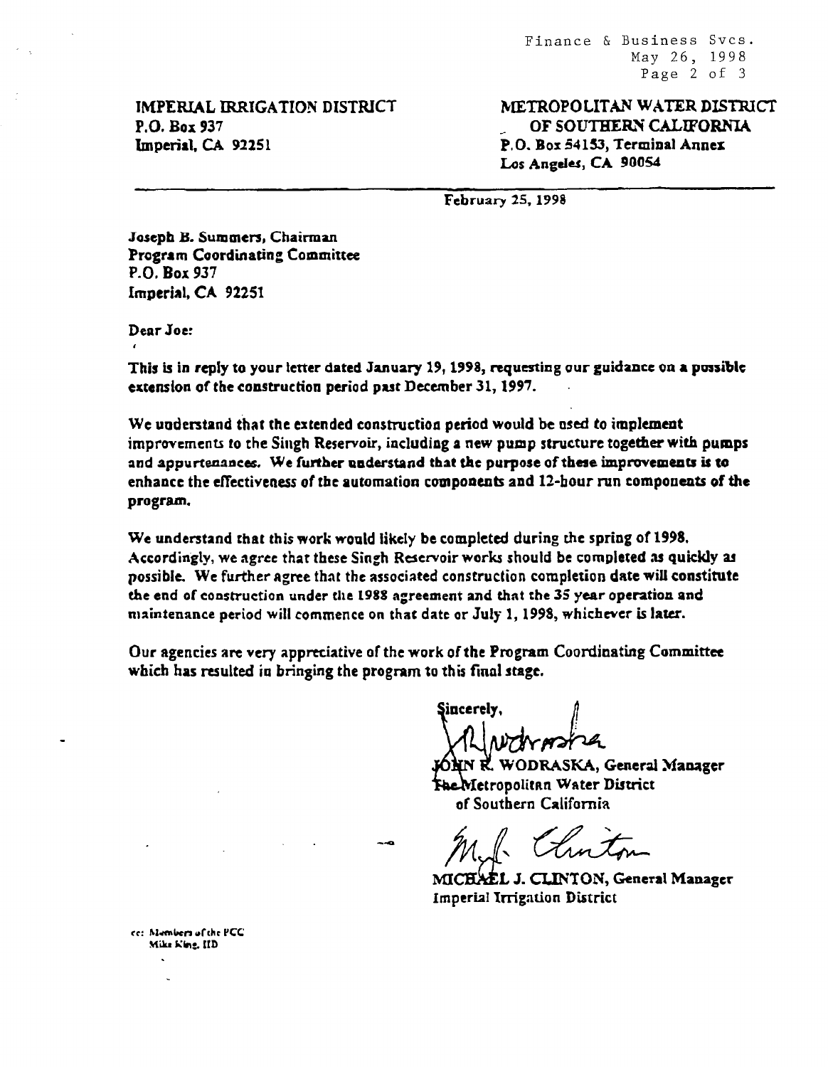IMPERIAL IRRIGATION DISTRICT
P.O. Box 937
Imperial, CA 92251

METROPOLITAN WATER DISTRICT
OF SOUTHERN CALIFORNIA
P.O. Box 54153, Terminal Annex
Los Angeles, CA 90054

---

February 25, 1998

Joseph B. Summers, Chairman
Program Coordinating Committee
P.O. Box 937
Imperial, CA 92251

Dear Joe:

This is in reply to your letter dated January 19, 1998, requesting our guidance on a possible extension of the construction period past December 31, 1997.

We understand that the extended construction period would be used to implement improvements to the Singh Reservoir, including a new pump structure together with pumps and appurtenances. We further understand that the purpose of these improvements is to enhance the effectiveness of the automation components and 12-hour run components of the program.

We understand that this work would likely be completed during the spring of 1998. Accordingly, we agree that these Singh Reservoir works should be completed as quickly as possible. We further agree that the associated construction completion date will constitute the end of construction under the 1988 agreement and that the 35 year operation and maintenance period will commence on that date or July 1, 1998, whichever is later.

Our agencies are very appreciative of the work of the Program Coordinating Committee which has resulted in bringing the program to this final stage.

Sincerely,

JOHN R. WODRASKA, General Manager
The Metropolitan Water District
of Southern California

MICHAEL J. CLINTON, General Manager
Imperial Irrigation District

cc: Members of the PCC
Mike King, IID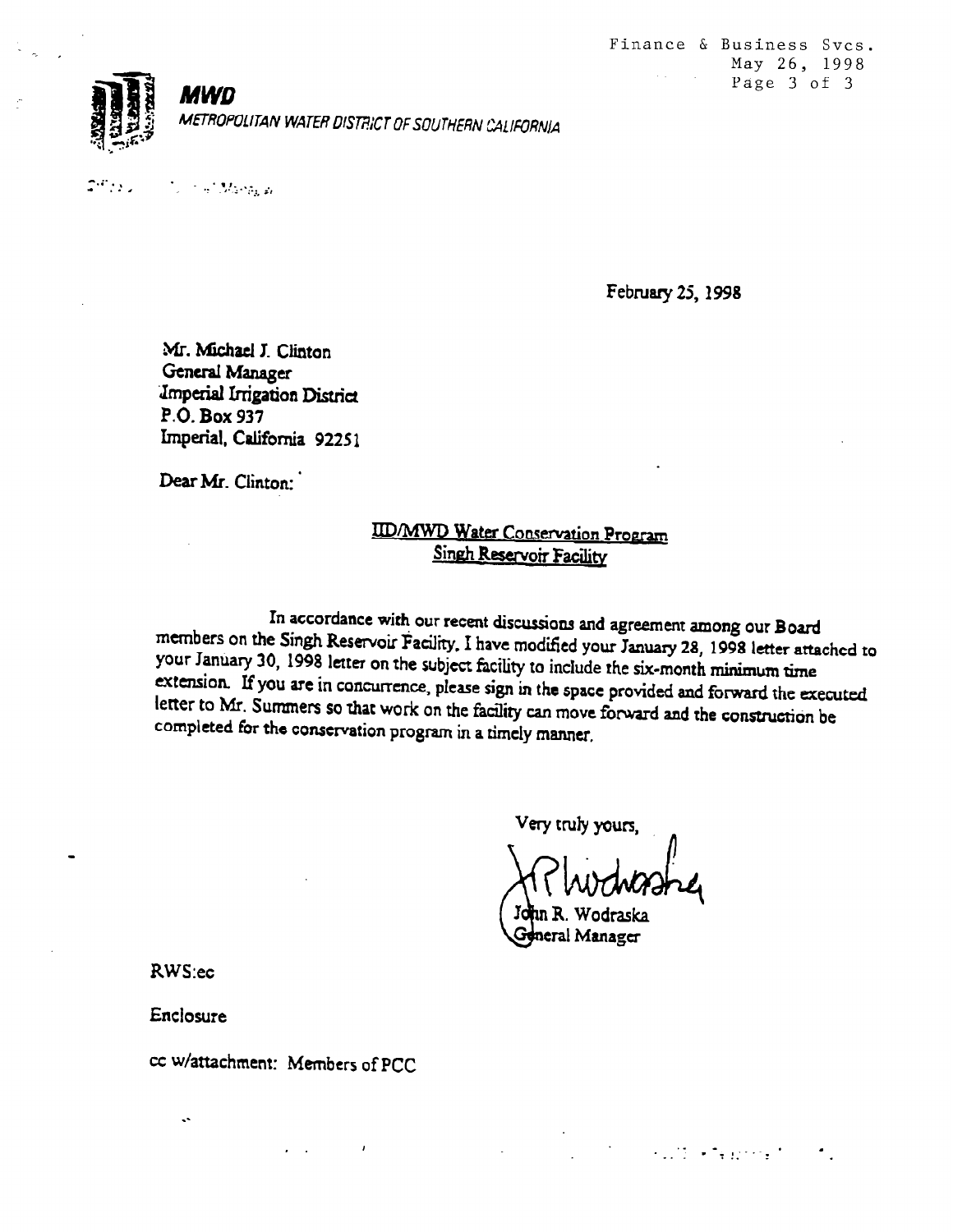**MWD**

*METROPOLITAN WATER DISTRICT OF SOUTHERN CALIFORNIA*

February 25, 1998

Mr. Michael J. Clinton
General Manager
Imperial Irrigation District
P.O. Box 937
Imperial, California 92251

Dear Mr. Clinton:

IID/MWD Water Conservation Program
Singh Reservoir Facility

In accordance with our recent discussions and agreement among our Board members on the Singh Reservoir Facility, I have modified your January 28, 1998 letter attached to your January 30, 1998 letter on the subject facility to include the six-month minimum time extension. If you are in concurrence, please sign in the space provided and forward the executed letter to Mr. Summers so that work on the facility can move forward and the construction be completed for the conservation program in a timely manner.

Very truly yours,

John R. Wodraska
General Manager

RWS:ec

Enclosure

cc w/attachment: Members of PCC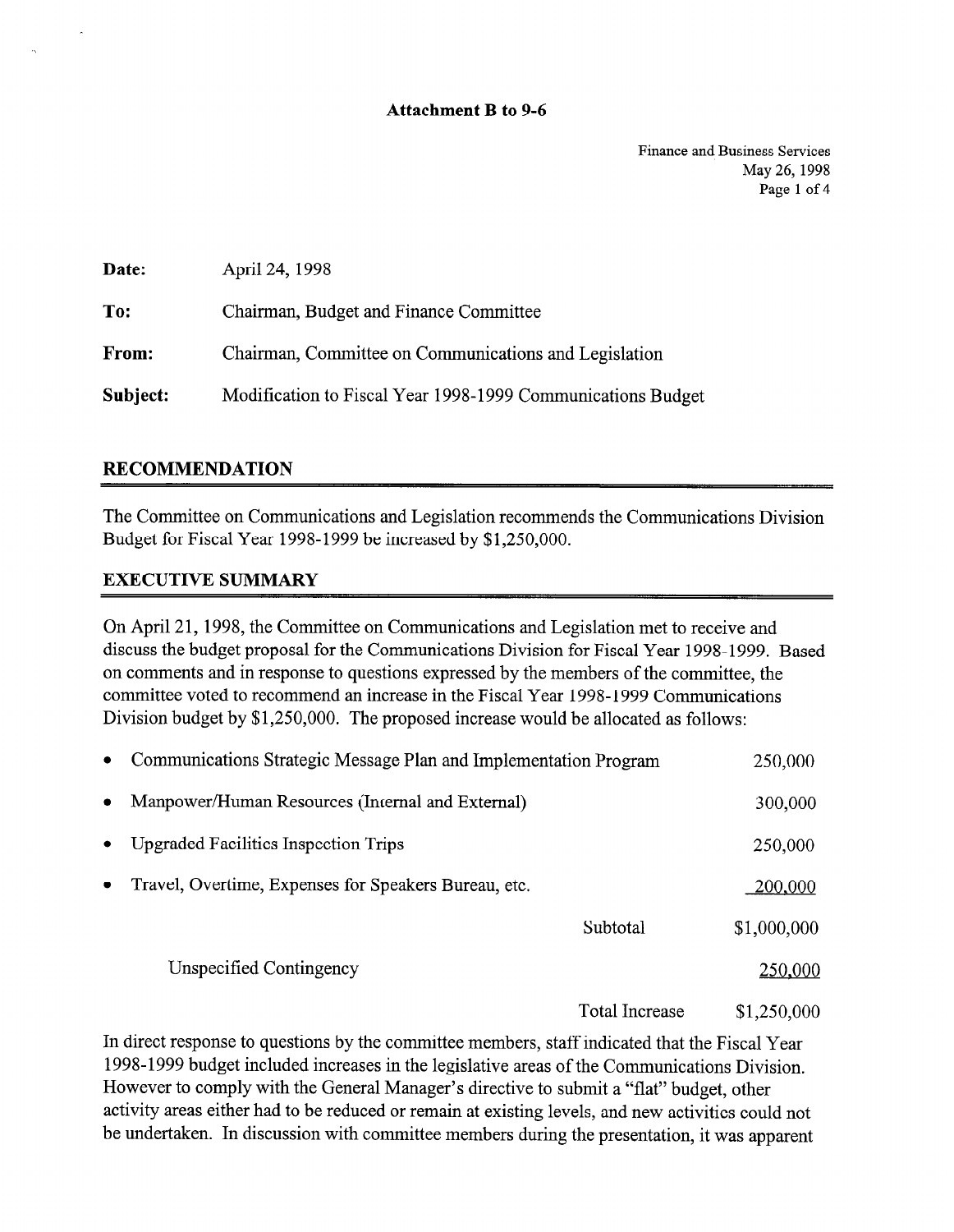**Attachment B to 9-6**

Finance and Business Services
May 26, 1998

| | |
|---|---|
| **Date:** | April 24, 1998 |
| **To:** | Chairman, Budget and Finance Committee |
| **From:** | Chairman, Committee on Communications and Legislation |
| **Subject:** | Modification to Fiscal Year 1998-1999 Communications Budget |

## RECOMMENDATION

The Committee on Communications and Legislation recommends the Communications Division Budget for Fiscal Year 1998-1999 be increased by $1,250,000.

## EXECUTIVE SUMMARY

On April 21, 1998, the Committee on Communications and Legislation met to receive and discuss the budget proposal for the Communications Division for Fiscal Year 1998-1999. Based on comments and in response to questions expressed by the members of the committee, the committee voted to recommend an increase in the Fiscal Year 1998-1999 Communications Division budget by $1,250,000. The proposed increase would be allocated as follows:

| Item | | Amount |
|---|---|---|
| • Communications Strategic Message Plan and Implementation Program | | 250,000 |
| • Manpower/Human Resources (Internal and External) | | 300,000 |
| • Upgraded Facilities Inspection Trips | | 250,000 |
| • Travel, Overtime, Expenses for Speakers Bureau, etc. | | 200,000 |
| | Subtotal | $1,000,000 |
| Unspecified Contingency | | 250,000 |
| | Total Increase | $1,250,000 |

In direct response to questions by the committee members, staff indicated that the Fiscal Year 1998-1999 budget included increases in the legislative areas of the Communications Division. However to comply with the General Manager's directive to submit a "flat" budget, other activity areas either had to be reduced or remain at existing levels, and new activities could not be undertaken. In discussion with committee members during the presentation, it was apparent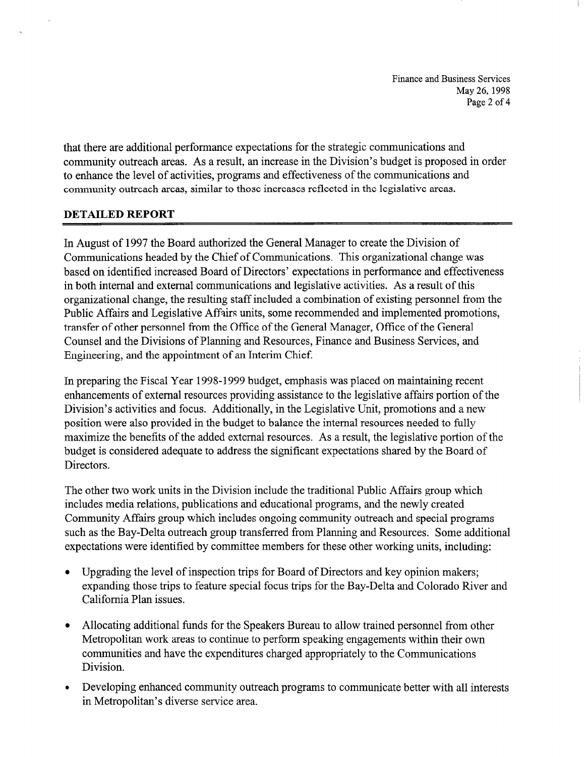that there are additional performance expectations for the strategic communications and community outreach areas. As a result, an increase in the Division's budget is proposed in order to enhance the level of activities, programs and effectiveness of the communications and community outreach areas, similar to those increases reflected in the legislative areas.

## DETAILED REPORT

In August of 1997 the Board authorized the General Manager to create the Division of Communications headed by the Chief of Communications. This organizational change was based on identified increased Board of Directors' expectations in performance and effectiveness in both internal and external communications and legislative activities. As a result of this organizational change, the resulting staff included a combination of existing personnel from the Public Affairs and Legislative Affairs units, some recommended and implemented promotions, transfer of other personnel from the Office of the General Manager, Office of the General Counsel and the Divisions of Planning and Resources, Finance and Business Services, and Engineering, and the appointment of an Interim Chief.

In preparing the Fiscal Year 1998-1999 budget, emphasis was placed on maintaining recent enhancements of external resources providing assistance to the legislative affairs portion of the Division's activities and focus. Additionally, in the Legislative Unit, promotions and a new position were also provided in the budget to balance the internal resources needed to fully maximize the benefits of the added external resources. As a result, the legislative portion of the budget is considered adequate to address the significant expectations shared by the Board of Directors.

The other two work units in the Division include the traditional Public Affairs group which includes media relations, publications and educational programs, and the newly created Community Affairs group which includes ongoing community outreach and special programs such as the Bay-Delta outreach group transferred from Planning and Resources. Some additional expectations were identified by committee members for these other working units, including:

- Upgrading the level of inspection trips for Board of Directors and key opinion makers; expanding those trips to feature special focus trips for the Bay-Delta and Colorado River and California Plan issues.
- Allocating additional funds for the Speakers Bureau to allow trained personnel from other Metropolitan work areas to continue to perform speaking engagements within their own communities and have the expenditures charged appropriately to the Communications Division.
- Developing enhanced community outreach programs to communicate better with all interests in Metropolitan's diverse service area.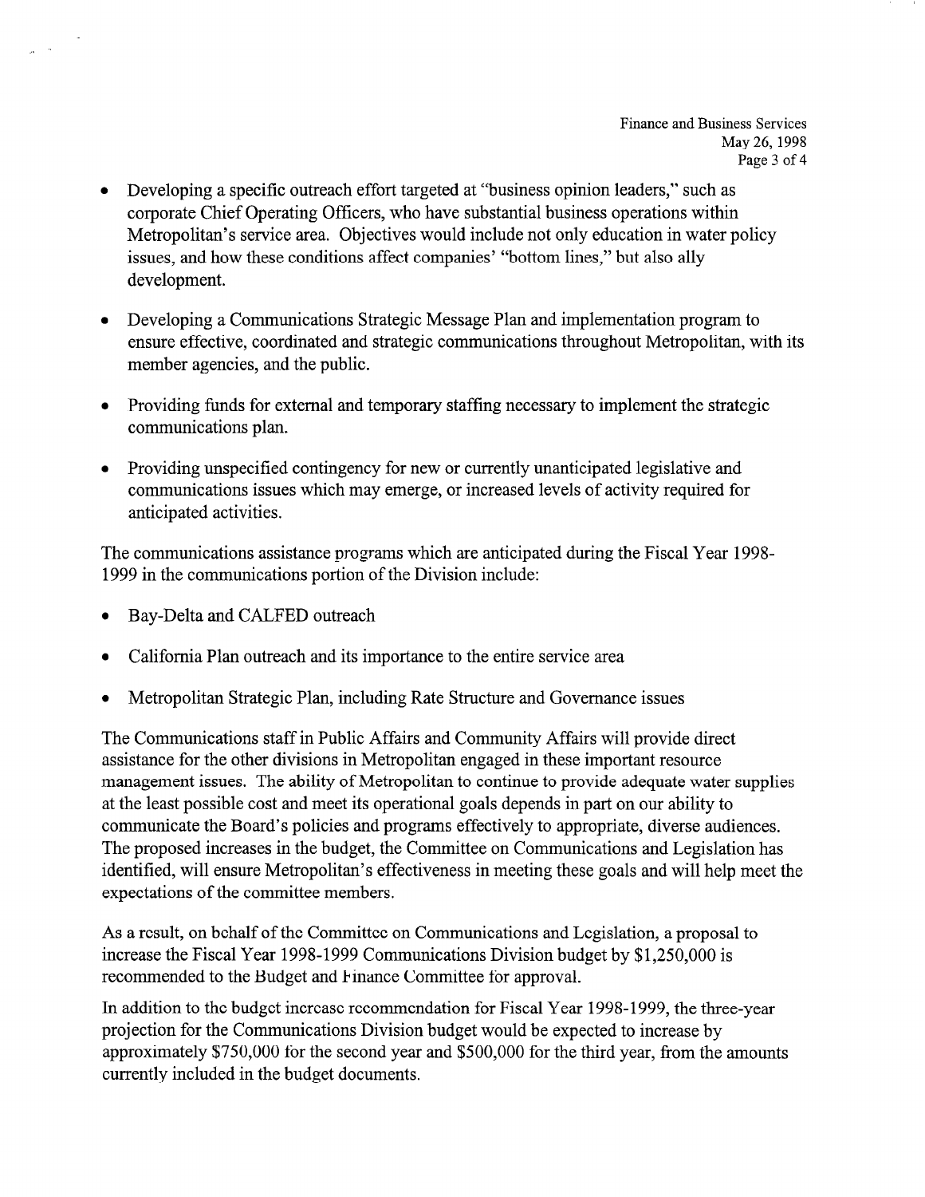- Developing a specific outreach effort targeted at "business opinion leaders," such as corporate Chief Operating Officers, who have substantial business operations within Metropolitan's service area. Objectives would include not only education in water policy issues, and how these conditions affect companies' "bottom lines," but also ally development.

- Developing a Communications Strategic Message Plan and implementation program to ensure effective, coordinated and strategic communications throughout Metropolitan, with its member agencies, and the public.

- Providing funds for external and temporary staffing necessary to implement the strategic communications plan.

- Providing unspecified contingency for new or currently unanticipated legislative and communications issues which may emerge, or increased levels of activity required for anticipated activities.

The communications assistance programs which are anticipated during the Fiscal Year 1998-1999 in the communications portion of the Division include:

- Bay-Delta and CALFED outreach

- California Plan outreach and its importance to the entire service area

- Metropolitan Strategic Plan, including Rate Structure and Governance issues

The Communications staff in Public Affairs and Community Affairs will provide direct assistance for the other divisions in Metropolitan engaged in these important resource management issues. The ability of Metropolitan to continue to provide adequate water supplies at the least possible cost and meet its operational goals depends in part on our ability to communicate the Board's policies and programs effectively to appropriate, diverse audiences. The proposed increases in the budget, the Committee on Communications and Legislation has identified, will ensure Metropolitan's effectiveness in meeting these goals and will help meet the expectations of the committee members.

As a result, on behalf of the Committee on Communications and Legislation, a proposal to increase the Fiscal Year 1998-1999 Communications Division budget by $1,250,000 is recommended to the Budget and Finance Committee for approval.

In addition to the budget increase recommendation for Fiscal Year 1998-1999, the three-year projection for the Communications Division budget would be expected to increase by approximately $750,000 for the second year and $500,000 for the third year, from the amounts currently included in the budget documents.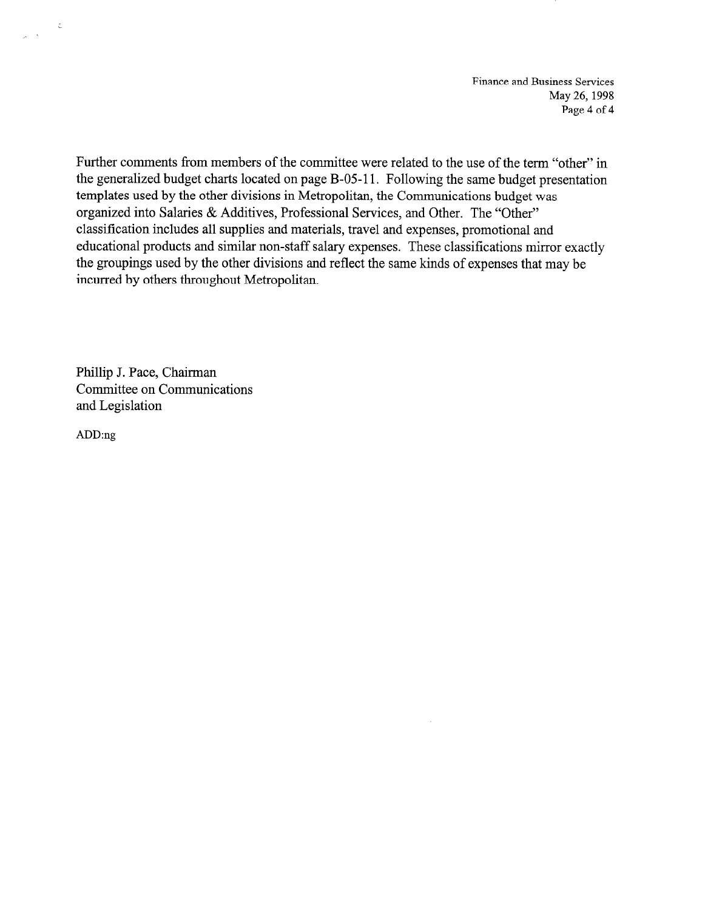Further comments from members of the committee were related to the use of the term "other" in the generalized budget charts located on page B-05-11. Following the same budget presentation templates used by the other divisions in Metropolitan, the Communications budget was organized into Salaries & Additives, Professional Services, and Other. The "Other" classification includes all supplies and materials, travel and expenses, promotional and educational products and similar non-staff salary expenses. These classifications mirror exactly the groupings used by the other divisions and reflect the same kinds of expenses that may be incurred by others throughout Metropolitan.

Phillip J. Pace, Chairman
Committee on Communications
and Legislation

ADD:ng